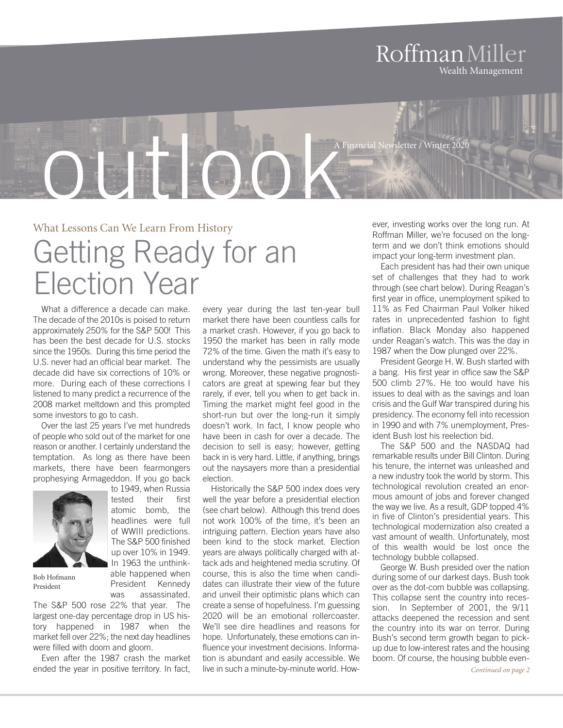Roffman Miller Wealth Management

# outlook

A Financial Newsletter / Winter 2020

### What Lessons Can We Learn From History

# Getting Ready for an Election Year

What a difference a decade can make. The decade of the 2010s is poised to return approximately 250% for the S&P 500! This has been the best decade for U.S. stocks since the 1950s. During this time period the U.S. never had an official bear market. The decade did have six corrections of 10% or more. During each of these corrections I listened to many predict a recurrence of the 2008 market meltdown and this prompted some investors to go to cash.

Over the last 25 years I've met hundreds of people who sold out of the market for one reason or another. I certainly understand the temptation. As long as there have been markets, there have been fearmongers prophesying Armageddon. If you go back to 1949, when Russia tested their first atomic bomb, the headlines were full of WWIII predictions. The S&P 500 finished up over 10% in 1949. In 1963 the unthinkable happened when President Kennedy was assassinated. The S&P 500 rose 22% that year. The largest one-day percentage drop in US history happened in 1987 when the market fell over 22%; the next day headlines were filled with doom and gloom.

Bob Hofmann
President

Even after the 1987 crash the market ended the year in positive territory. In fact, every year during the last ten-year bull market there have been countless calls for a market crash. However, if you go back to 1950 the market has been in rally mode 72% of the time. Given the math it's easy to understand why the pessimists are usually wrong. Moreover, these negative prognosticators are great at spewing fear but they rarely, if ever, tell you when to get back in. Timing the market might feel good in the short-run but over the long-run it simply doesn't work. In fact, I know people who have been in cash for over a decade. The decision to sell is easy; however, getting back in is very hard. Little, if anything, brings out the naysayers more than a presidential election.

Historically the S&P 500 index does very well the year before a presidential election (see chart below). Although this trend does not work 100% of the time, it's been an intriguing pattern. Election years have also been kind to the stock market. Election years are always politically charged with attack ads and heightened media scrutiny. Of course, this is also the time when candidates can illustrate their view of the future and unveil their optimistic plans which can create a sense of hopefulness. I'm guessing 2020 will be an emotional rollercoaster. We'll see dire headlines and reasons for hope. Unfortunately, these emotions can influence your investment decisions. Information is abundant and easily accessible. We live in such a minute-by-minute world. However, investing works over the long run. At Roffman Miller, we're focused on the long-term and we don't think emotions should impact your long-term investment plan.

Each president has had their own unique set of challenges that they had to work through (see chart below). During Reagan's first year in office, unemployment spiked to 11% as Fed Chairman Paul Volker hiked rates in unprecedented fashion to fight inflation. Black Monday also happened under Reagan's watch. This was the day in 1987 when the Dow plunged over 22%.

President George H. W. Bush started with a bang. His first year in office saw the S&P 500 climb 27%. He too would have his issues to deal with as the savings and loan crisis and the Gulf War transpired during his presidency. The economy fell into recession in 1990 and with 7% unemployment, President Bush lost his reelection bid.

The S&P 500 and the NASDAQ had remarkable results under Bill Clinton. During his tenure, the internet was unleashed and a new industry took the world by storm. This technological revolution created an enormous amount of jobs and forever changed the way we live. As a result, GDP topped 4% in five of Clinton's presidential years. This technological modernization also created a vast amount of wealth. Unfortunately, most of this wealth would be lost once the technology bubble collapsed.

George W. Bush presided over the nation during some of our darkest days. Bush took over as the dot-com bubble was collapsing. This collapse sent the country into recession. In September of 2001, the 9/11 attacks deepened the recession and sent the country into its war on terror. During Bush's second term growth began to pick-up due to low-interest rates and the housing boom. Of course, the housing bubble even-

*Continued on page 2*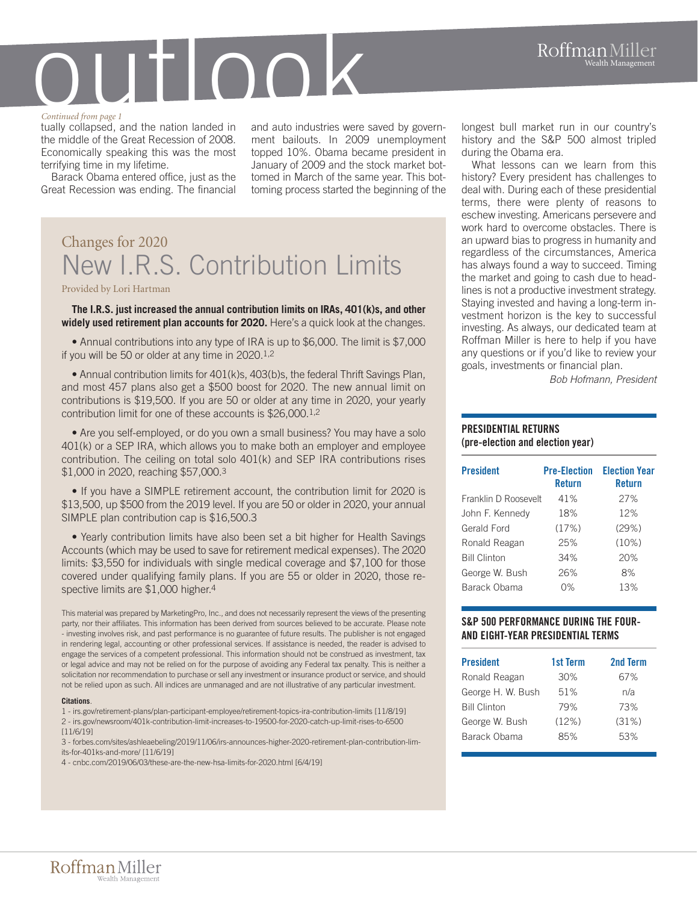*Continued from page 1*

tually collapsed, and the nation landed in the middle of the Great Recession of 2008. Economically speaking this was the most terrifying time in my lifetime.

Barack Obama entered office, just as the Great Recession was ending. The financial and auto industries were saved by government bailouts. In 2009 unemployment topped 10%. Obama became president in January of 2009 and the stock market bottomed in March of the same year. This bottoming process started the beginning of the longest bull market run in our country's history and the S&P 500 almost tripled during the Obama era.

What lessons can we learn from this history? Every president has challenges to deal with. During each of these presidential terms, there were plenty of reasons to eschew investing. Americans persevere and work hard to overcome obstacles. There is an upward bias to progress in humanity and regardless of the circumstances, America has always found a way to succeed. Timing the market and going to cash due to headlines is not a productive investment strategy. Staying invested and having a long-term investment horizon is the key to successful investing. As always, our dedicated team at Roffman Miller is here to help if you have any questions or if you'd like to review your goals, investments or financial plan.

*Bob Hofmann, President*

### PRESIDENTIAL RETURNS (pre-election and election year)

| President | Pre-Election Return | Election Year Return |
|---|---|---|
| Franklin D Roosevelt | 41% | 27% |
| John F. Kennedy | 18% | 12% |
| Gerald Ford | (17%) | (29%) |
| Ronald Reagan | 25% | (10%) |
| Bill Clinton | 34% | 20% |
| George W. Bush | 26% | 8% |
| Barack Obama | 0% | 13% |

### S&P 500 PERFORMANCE DURING THE FOUR- AND EIGHT-YEAR PRESIDENTIAL TERMS

| President | 1st Term | 2nd Term |
|---|---|---|
| Ronald Reagan | 30% | 67% |
| George H. W. Bush | 51% | n/a |
| Bill Clinton | 79% | 73% |
| George W. Bush | (12%) | (31%) |
| Barack Obama | 85% | 53% |

## Changes for 2020

# New I.R.S. Contribution Limits

Provided by Lori Hartman

**The I.R.S. just increased the annual contribution limits on IRAs, 401(k)s, and other widely used retirement plan accounts for 2020.** Here's a quick look at the changes.

- Annual contributions into any type of IRA is up to $6,000. The limit is $7,000 if you will be 50 or older at any time in 2020.[1,2]

- Annual contribution limits for 401(k)s, 403(b)s, the federal Thrift Savings Plan, and most 457 plans also get a $500 boost for 2020. The new annual limit on contributions is $19,500. If you are 50 or older at any time in 2020, your yearly contribution limit for one of these accounts is $26,000.[1,2]

- Are you self-employed, or do you own a small business? You may have a solo 401(k) or a SEP IRA, which allows you to make both an employer and employee contribution. The ceiling on total solo 401(k) and SEP IRA contributions rises $1,000 in 2020, reaching $57,000.[3]

- If you have a SIMPLE retirement account, the contribution limit for 2020 is $13,500, up $500 from the 2019 level. If you are 50 or older in 2020, your annual SIMPLE plan contribution cap is $16,500.[3]

- Yearly contribution limits have also been set a bit higher for Health Savings Accounts (which may be used to save for retirement medical expenses). The 2020 limits: $3,550 for individuals with single medical coverage and $7,100 for those covered under qualifying family plans. If you are 55 or older in 2020, those respective limits are $1,000 higher.[4]

This material was prepared by MarketingPro, Inc., and does not necessarily represent the views of the presenting party, nor their affiliates. This information has been derived from sources believed to be accurate. Please note - investing involves risk, and past performance is no guarantee of future results. The publisher is not engaged in rendering legal, accounting or other professional services. If assistance is needed, the reader is advised to engage the services of a competent professional. This information should not be construed as investment, tax or legal advice and may not be relied on for the purpose of avoiding any Federal tax penalty. This is neither a solicitation nor recommendation to purchase or sell any investment or insurance product or service, and should not be relied upon as such. All indices are unmanaged and are not illustrative of any particular investment.

**Citations**.

1 - irs.gov/retirement-plans/plan-participant-employee/retirement-topics-ira-contribution-limits [11/8/19]

2 - irs.gov/newsroom/401k-contribution-limit-increases-to-19500-for-2020-catch-up-limit-rises-to-6500 [11/6/19]

3 - forbes.com/sites/ashleaebeling/2019/11/06/irs-announces-higher-2020-retirement-plan-contribution-limits-for-401ks-and-more/ [11/6/19]

4 - cnbc.com/2019/06/03/these-are-the-new-hsa-limits-for-2020.html [6/4/19]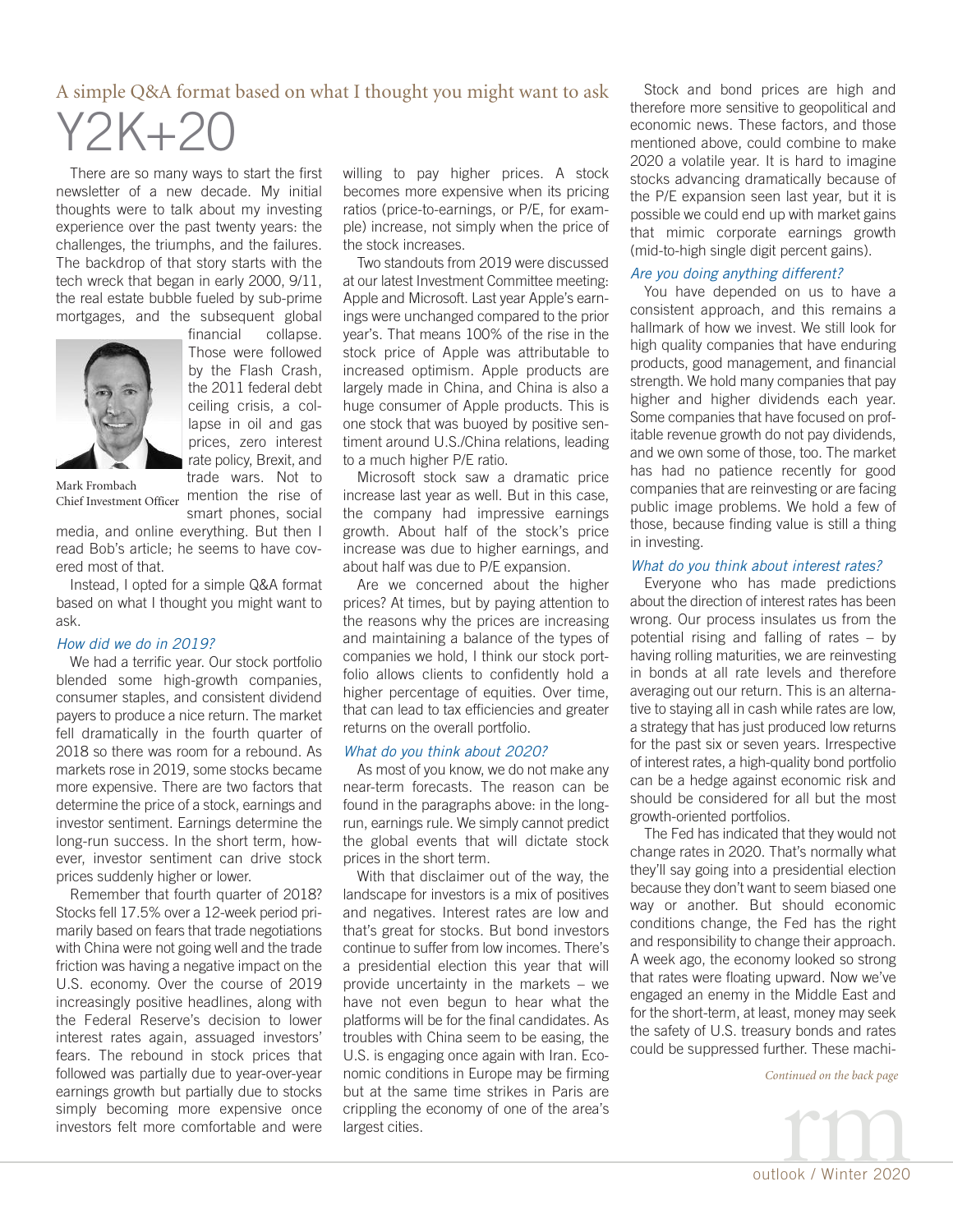A simple Q&A format based on what I thought you might want to ask

# Y2K+20

There are so many ways to start the first newsletter of a new decade. My initial thoughts were to talk about my investing experience over the past twenty years: the challenges, the triumphs, and the failures. The backdrop of that story starts with the tech wreck that began in early 2000, 9/11, the real estate bubble fueled by sub-prime mortgages, and the subsequent global financial collapse. Those were followed by the Flash Crash, the 2011 federal debt ceiling crisis, a collapse in oil and gas prices, zero interest rate policy, Brexit, and trade wars. Not to mention the rise of smart phones, social media, and online everything. But then I read Bob's article; he seems to have covered most of that.

Mark Frombach
Chief Investment Officer

Instead, I opted for a simple Q&A format based on what I thought you might want to ask.

### *How did we do in 2019?*

We had a terrific year. Our stock portfolio blended some high-growth companies, consumer staples, and consistent dividend payers to produce a nice return. The market fell dramatically in the fourth quarter of 2018 so there was room for a rebound. As markets rose in 2019, some stocks became more expensive. There are two factors that determine the price of a stock, earnings and investor sentiment. Earnings determine the long-run success. In the short term, however, investor sentiment can drive stock prices suddenly higher or lower.

Remember that fourth quarter of 2018? Stocks fell 17.5% over a 12-week period primarily based on fears that trade negotiations with China were not going well and the trade friction was having a negative impact on the U.S. economy. Over the course of 2019 increasingly positive headlines, along with the Federal Reserve's decision to lower interest rates again, assuaged investors' fears. The rebound in stock prices that followed was partially due to year-over-year earnings growth but partially due to stocks simply becoming more expensive once investors felt more comfortable and were willing to pay higher prices. A stock becomes more expensive when its pricing ratios (price-to-earnings, or P/E, for example) increase, not simply when the price of the stock increases.

Two standouts from 2019 were discussed at our latest Investment Committee meeting: Apple and Microsoft. Last year Apple's earnings were unchanged compared to the prior year's. That means 100% of the rise in the stock price of Apple was attributable to increased optimism. Apple products are largely made in China, and China is also a huge consumer of Apple products. This is one stock that was buoyed by positive sentiment around U.S./China relations, leading to a much higher P/E ratio.

Microsoft stock saw a dramatic price increase last year as well. But in this case, the company had impressive earnings growth. About half of the stock's price increase was due to higher earnings, and about half was due to P/E expansion.

Are we concerned about the higher prices? At times, but by paying attention to the reasons why the prices are increasing and maintaining a balance of the types of companies we hold, I think our stock portfolio allows clients to confidently hold a higher percentage of equities. Over time, that can lead to tax efficiencies and greater returns on the overall portfolio.

### *What do you think about 2020?*

As most of you know, we do not make any near-term forecasts. The reason can be found in the paragraphs above: in the long-run, earnings rule. We simply cannot predict the global events that will dictate stock prices in the short term.

With that disclaimer out of the way, the landscape for investors is a mix of positives and negatives. Interest rates are low and that's great for stocks. But bond investors continue to suffer from low incomes. There's a presidential election this year that will provide uncertainty in the markets – we have not even begun to hear what the platforms will be for the final candidates. As troubles with China seem to be easing, the U.S. is engaging once again with Iran. Economic conditions in Europe may be firming but at the same time strikes in Paris are crippling the economy of one of the area's largest cities.

Stock and bond prices are high and therefore more sensitive to geopolitical and economic news. These factors, and those mentioned above, could combine to make 2020 a volatile year. It is hard to imagine stocks advancing dramatically because of the P/E expansion seen last year, but it is possible we could end up with market gains that mimic corporate earnings growth (mid-to-high single digit percent gains).

### *Are you doing anything different?*

You have depended on us to have a consistent approach, and this remains a hallmark of how we invest. We still look for high quality companies that have enduring products, good management, and financial strength. We hold many companies that pay higher and higher dividends each year. Some companies that have focused on profitable revenue growth do not pay dividends, and we own some of those, too. The market has had no patience recently for good companies that are reinvesting or are facing public image problems. We hold a few of those, because finding value is still a thing in investing.

### *What do you think about interest rates?*

Everyone who has made predictions about the direction of interest rates has been wrong. Our process insulates us from the potential rising and falling of rates – by having rolling maturities, we are reinvesting in bonds at all rate levels and therefore averaging out our return. This is an alternative to staying all in cash while rates are low, a strategy that has just produced low returns for the past six or seven years. Irrespective of interest rates, a high-quality bond portfolio can be a hedge against economic risk and should be considered for all but the most growth-oriented portfolios.

The Fed has indicated that they would not change rates in 2020. That's normally what they'll say going into a presidential election because they don't want to seem biased one way or another. But should economic conditions change, the Fed has the right and responsibility to change their approach. A week ago, the economy looked so strong that rates were floating upward. Now we've engaged an enemy in the Middle East and for the short-term, at least, money may seek the safety of U.S. treasury bonds and rates could be suppressed further. These machi-

*Continued on the back page*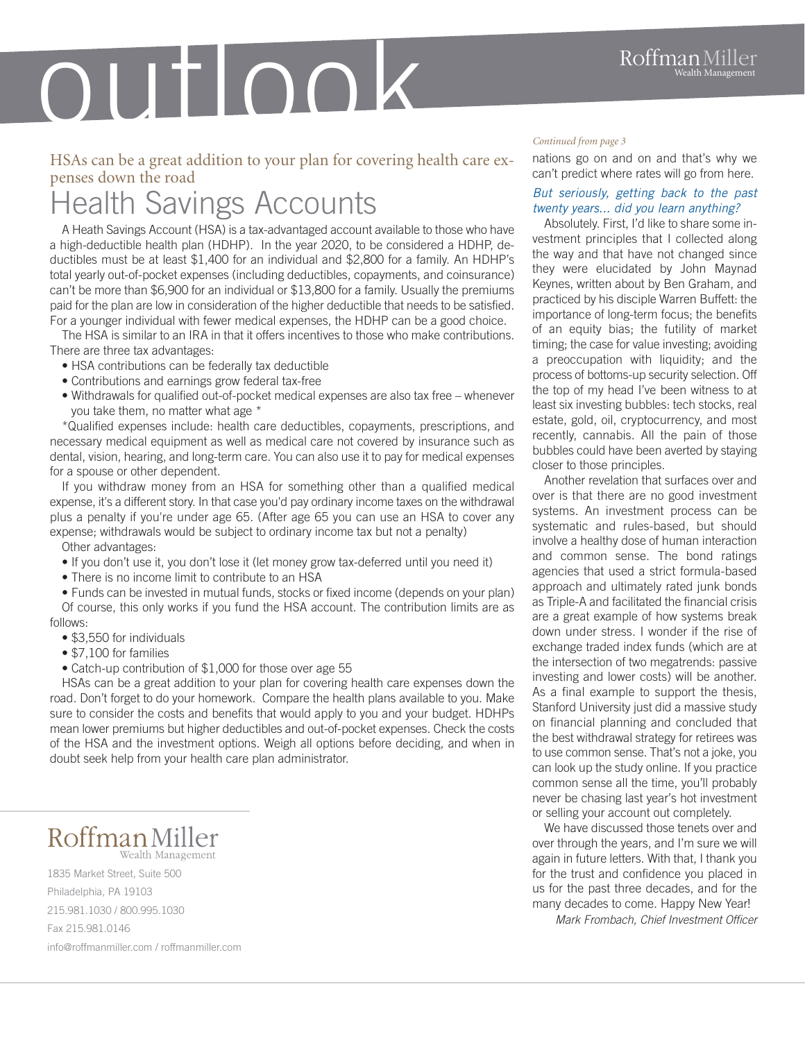HSAs can be a great addition to your plan for covering health care expenses down the road

# Health Savings Accounts

A Heath Savings Account (HSA) is a tax-advantaged account available to those who have a high-deductible health plan (HDHP). In the year 2020, to be considered a HDHP, deductibles must be at least $1,400 for an individual and $2,800 for a family. An HDHP's total yearly out-of-pocket expenses (including deductibles, copayments, and coinsurance) can't be more than $6,900 for an individual or $13,800 for a family. Usually the premiums paid for the plan are low in consideration of the higher deductible that needs to be satisfied. For a younger individual with fewer medical expenses, the HDHP can be a good choice.

The HSA is similar to an IRA in that it offers incentives to those who make contributions. There are three tax advantages:

- HSA contributions can be federally tax deductible
- Contributions and earnings grow federal tax-free
- Withdrawals for qualified out-of-pocket medical expenses are also tax free – whenever you take them, no matter what age *

*Qualified expenses include: health care deductibles, copayments, prescriptions, and necessary medical equipment as well as medical care not covered by insurance such as dental, vision, hearing, and long-term care. You can also use it to pay for medical expenses for a spouse or other dependent.

If you withdraw money from an HSA for something other than a qualified medical expense, it's a different story. In that case you'd pay ordinary income taxes on the withdrawal plus a penalty if you're under age 65. (After age 65 you can use an HSA to cover any expense; withdrawals would be subject to ordinary income tax but not a penalty)

Other advantages:

- If you don't use it, you don't lose it (let money grow tax-deferred until you need it)
- There is no income limit to contribute to an HSA
- Funds can be invested in mutual funds, stocks or fixed income (depends on your plan)

Of course, this only works if you fund the HSA account. The contribution limits are as follows:

- $3,550 for individuals
- $7,100 for families
- Catch-up contribution of $1,000 for those over age 55

HSAs can be a great addition to your plan for covering health care expenses down the road. Don't forget to do your homework. Compare the health plans available to you. Make sure to consider the costs and benefits that would apply to you and your budget. HDHPs mean lower premiums but higher deductibles and out-of-pocket expenses. Check the costs of the HSA and the investment options. Weigh all options before deciding, and when in doubt seek help from your health care plan administrator.

*Continued from page 3*

nations go on and on and that's why we can't predict where rates will go from here.

*But seriously, getting back to the past twenty years... did you learn anything?*

Absolutely. First, I'd like to share some investment principles that I collected along the way and that have not changed since they were elucidated by John Maynad Keynes, written about by Ben Graham, and practiced by his disciple Warren Buffett: the importance of long-term focus; the benefits of an equity bias; the futility of market timing; the case for value investing; avoiding a preoccupation with liquidity; and the process of bottoms-up security selection. Off the top of my head I've been witness to at least six investing bubbles: tech stocks, real estate, gold, oil, cryptocurrency, and most recently, cannabis. All the pain of those bubbles could have been averted by staying closer to those principles.

Another revelation that surfaces over and over is that there are no good investment systems. An investment process can be systematic and rules-based, but should involve a healthy dose of human interaction and common sense. The bond ratings agencies that used a strict formula-based approach and ultimately rated junk bonds as Triple-A and facilitated the financial crisis are a great example of how systems break down under stress. I wonder if the rise of exchange traded index funds (which are at the intersection of two megatrends: passive investing and lower costs) will be another. As a final example to support the thesis, Stanford University just did a massive study on financial planning and concluded that the best withdrawal strategy for retirees was to use common sense. That's not a joke, you can look up the study online. If you practice common sense all the time, you'll probably never be chasing last year's hot investment or selling your account out completely.

We have discussed those tenets over and over through the years, and I'm sure we will again in future letters. With that, I thank you for the trust and confidence you placed in us for the past three decades, and for the many decades to come. Happy New Year!

*Mark Frombach, Chief Investment Officer*

Roffman Miller
Wealth Management

1835 Market Street, Suite 500
Philadelphia, PA 19103
215.981.1030 / 800.995.1030
Fax 215.981.0146
info@roffmanmiller.com / roffmanmiller.com